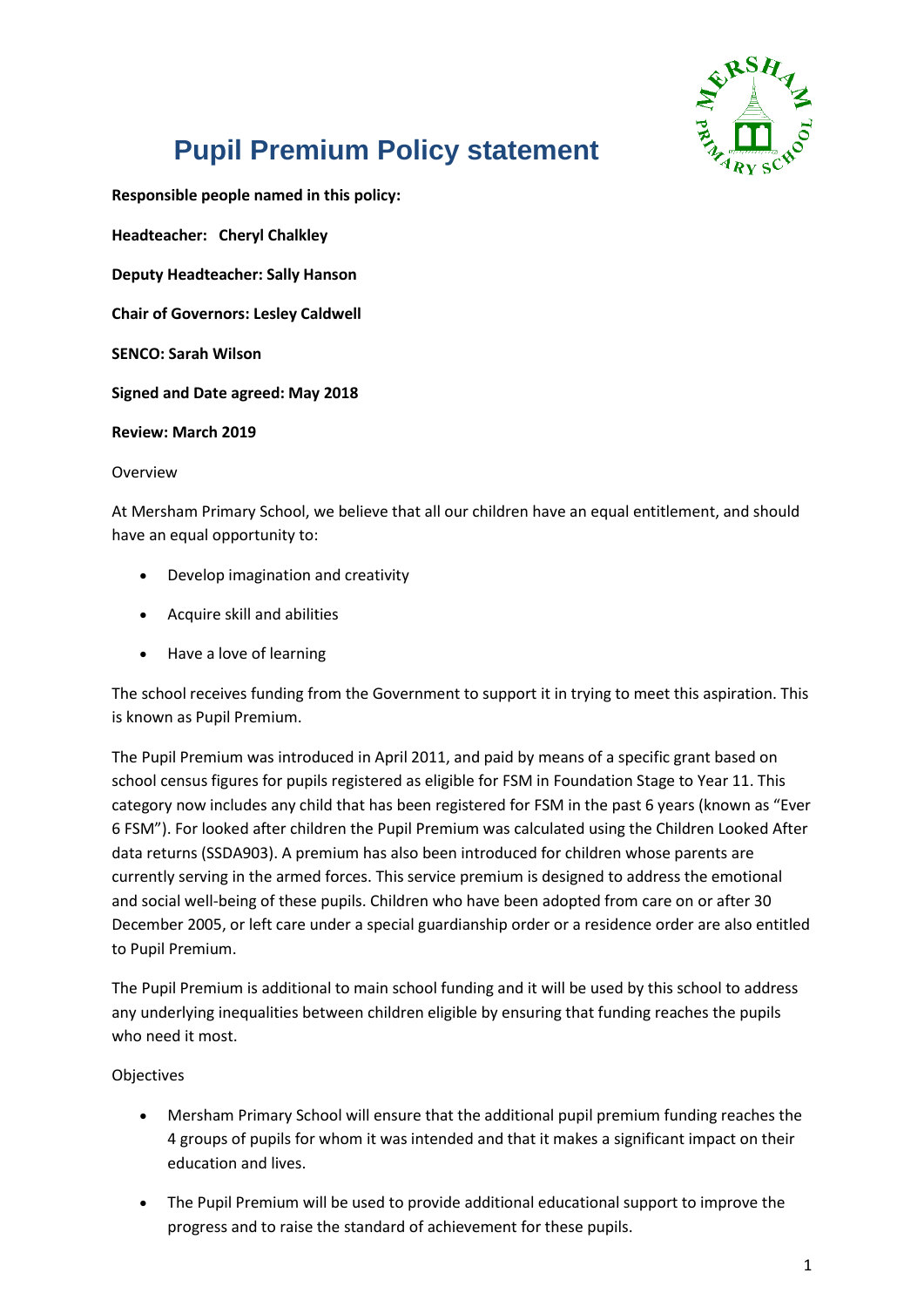# Pupil Premium Policy statement

**Responsible people named in this policy:**

**Headteacher: Cheryl Chalkley**

**Deputy Headteacher: Sally Hanson**

**Chair of Governors: Lesley Caldwell**

**SENCO: Sarah Wilson**

**Signed and Date agreed: May 2018**

**Review: March 2019**

Overview

At Mersham Primary School, we believe that all our children have an equal entitlement, and should have an equal opportunity to:

- Develop imagination and creativity
- Acquire skill and abilities
- Have a love of learning

The school receives funding from the Government to support it in trying to meet this aspiration. This is known as Pupil Premium.

The Pupil Premium was introduced in April 2011, and paid by means of a specific grant based on school census figures for pupils registered as eligible for FSM in Foundation Stage to Year 11. This category now includes any child that has been registered for FSM in the past 6 years (known as "Ever 6 FSM"). For looked after children the Pupil Premium was calculated using the Children Looked After data returns (SSDA903). A premium has also been introduced for children whose parents are currently serving in the armed forces. This service premium is designed to address the emotional and social well-being of these pupils. Children who have been adopted from care on or after 30 December 2005, or left care under a special guardianship order or a residence order are also entitled to Pupil Premium.

The Pupil Premium is additional to main school funding and it will be used by this school to address any underlying inequalities between children eligible by ensuring that funding reaches the pupils who need it most.

Objectives

- Mersham Primary School will ensure that the additional pupil premium funding reaches the 4 groups of pupils for whom it was intended and that it makes a significant impact on their education and lives.
- The Pupil Premium will be used to provide additional educational support to improve the progress and to raise the standard of achievement for these pupils.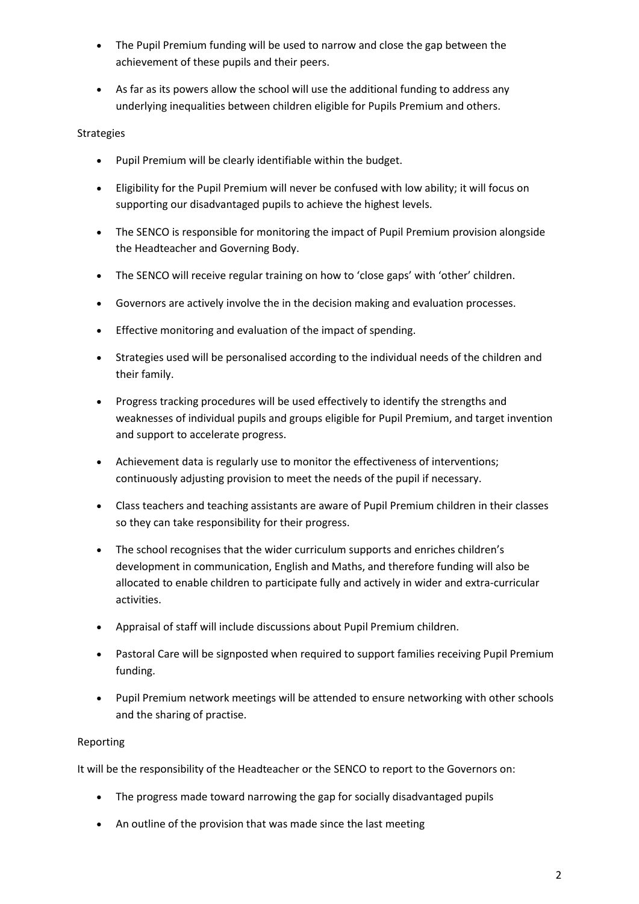- The Pupil Premium funding will be used to narrow and close the gap between the achievement of these pupils and their peers.
- As far as its powers allow the school will use the additional funding to address any underlying inequalities between children eligible for Pupils Premium and others.

Strategies

- Pupil Premium will be clearly identifiable within the budget.
- Eligibility for the Pupil Premium will never be confused with low ability; it will focus on supporting our disadvantaged pupils to achieve the highest levels.
- The SENCO is responsible for monitoring the impact of Pupil Premium provision alongside the Headteacher and Governing Body.
- The SENCO will receive regular training on how to 'close gaps' with 'other' children.
- Governors are actively involve the in the decision making and evaluation processes.
- Effective monitoring and evaluation of the impact of spending.
- Strategies used will be personalised according to the individual needs of the children and their family.
- Progress tracking procedures will be used effectively to identify the strengths and weaknesses of individual pupils and groups eligible for Pupil Premium, and target invention and support to accelerate progress.
- Achievement data is regularly use to monitor the effectiveness of interventions; continuously adjusting provision to meet the needs of the pupil if necessary.
- Class teachers and teaching assistants are aware of Pupil Premium children in their classes so they can take responsibility for their progress.
- The school recognises that the wider curriculum supports and enriches children's development in communication, English and Maths, and therefore funding will also be allocated to enable children to participate fully and actively in wider and extra-curricular activities.
- Appraisal of staff will include discussions about Pupil Premium children.
- Pastoral Care will be signposted when required to support families receiving Pupil Premium funding.
- Pupil Premium network meetings will be attended to ensure networking with other schools and the sharing of practise.

Reporting

It will be the responsibility of the Headteacher or the SENCO to report to the Governors on:

- The progress made toward narrowing the gap for socially disadvantaged pupils
- An outline of the provision that was made since the last meeting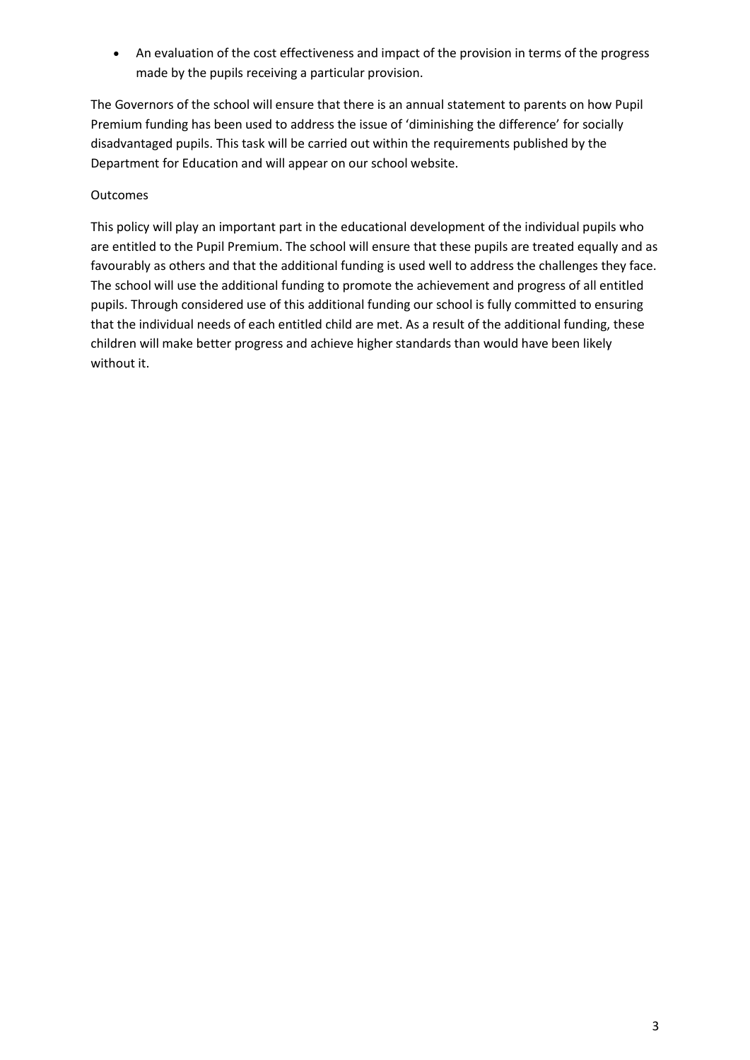- An evaluation of the cost effectiveness and impact of the provision in terms of the progress made by the pupils receiving a particular provision.

The Governors of the school will ensure that there is an annual statement to parents on how Pupil Premium funding has been used to address the issue of 'diminishing the difference' for socially disadvantaged pupils. This task will be carried out within the requirements published by the Department for Education and will appear on our school website.

Outcomes

This policy will play an important part in the educational development of the individual pupils who are entitled to the Pupil Premium. The school will ensure that these pupils are treated equally and as favourably as others and that the additional funding is used well to address the challenges they face. The school will use the additional funding to promote the achievement and progress of all entitled pupils. Through considered use of this additional funding our school is fully committed to ensuring that the individual needs of each entitled child are met. As a result of the additional funding, these children will make better progress and achieve higher standards than would have been likely without it.